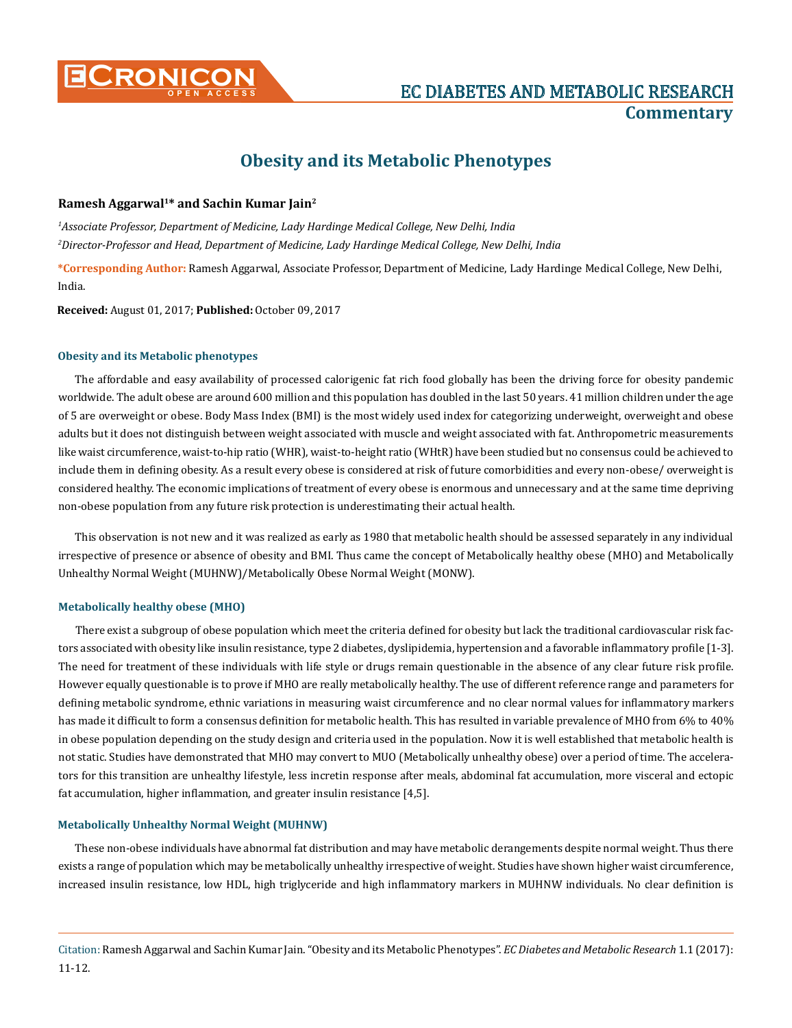# Obesity and its Metabolic Phenotypes

**Ramesh Aggarwal[1]* and Sachin Kumar Jain[2]**

*[1]Associate Professor, Department of Medicine, Lady Hardinge Medical College, New Delhi, India*

*[2]Director-Professor and Head, Department of Medicine, Lady Hardinge Medical College, New Delhi, India*

**\*Corresponding Author:** Ramesh Aggarwal, Associate Professor, Department of Medicine, Lady Hardinge Medical College, New Delhi, India.

**Received:** August 01, 2017; **Published:** October 09, 2017

### Obesity and its Metabolic phenotypes

The affordable and easy availability of processed calorigenic fat rich food globally has been the driving force for obesity pandemic worldwide. The adult obese are around 600 million and this population has doubled in the last 50 years. 41 million children under the age of 5 are overweight or obese. Body Mass Index (BMI) is the most widely used index for categorizing underweight, overweight and obese adults but it does not distinguish between weight associated with muscle and weight associated with fat. Anthropometric measurements like waist circumference, waist-to-hip ratio (WHR), waist-to-height ratio (WHtR) have been studied but no consensus could be achieved to include them in defining obesity. As a result every obese is considered at risk of future comorbidities and every non-obese/ overweight is considered healthy. The economic implications of treatment of every obese is enormous and unnecessary and at the same time depriving non-obese population from any future risk protection is underestimating their actual health.

This observation is not new and it was realized as early as 1980 that metabolic health should be assessed separately in any individual irrespective of presence or absence of obesity and BMI. Thus came the concept of Metabolically healthy obese (MHO) and Metabolically Unhealthy Normal Weight (MUHNW)/Metabolically Obese Normal Weight (MONW).

### Metabolically healthy obese (MHO)

There exist a subgroup of obese population which meet the criteria defined for obesity but lack the traditional cardiovascular risk factors associated with obesity like insulin resistance, type 2 diabetes, dyslipidemia, hypertension and a favorable inflammatory profile [1-3]. The need for treatment of these individuals with life style or drugs remain questionable in the absence of any clear future risk profile. However equally questionable is to prove if MHO are really metabolically healthy. The use of different reference range and parameters for defining metabolic syndrome, ethnic variations in measuring waist circumference and no clear normal values for inflammatory markers has made it difficult to form a consensus definition for metabolic health. This has resulted in variable prevalence of MHO from 6% to 40% in obese population depending on the study design and criteria used in the population. Now it is well established that metabolic health is not static. Studies have demonstrated that MHO may convert to MUO (Metabolically unhealthy obese) over a period of time. The accelerators for this transition are unhealthy lifestyle, less incretin response after meals, abdominal fat accumulation, more visceral and ectopic fat accumulation, higher inflammation, and greater insulin resistance [4,5].

### Metabolically Unhealthy Normal Weight (MUHNW)

These non-obese individuals have abnormal fat distribution and may have metabolic derangements despite normal weight. Thus there exists a range of population which may be metabolically unhealthy irrespective of weight. Studies have shown higher waist circumference, increased insulin resistance, low HDL, high triglyceride and high inflammatory markers in MUHNW individuals. No clear definition is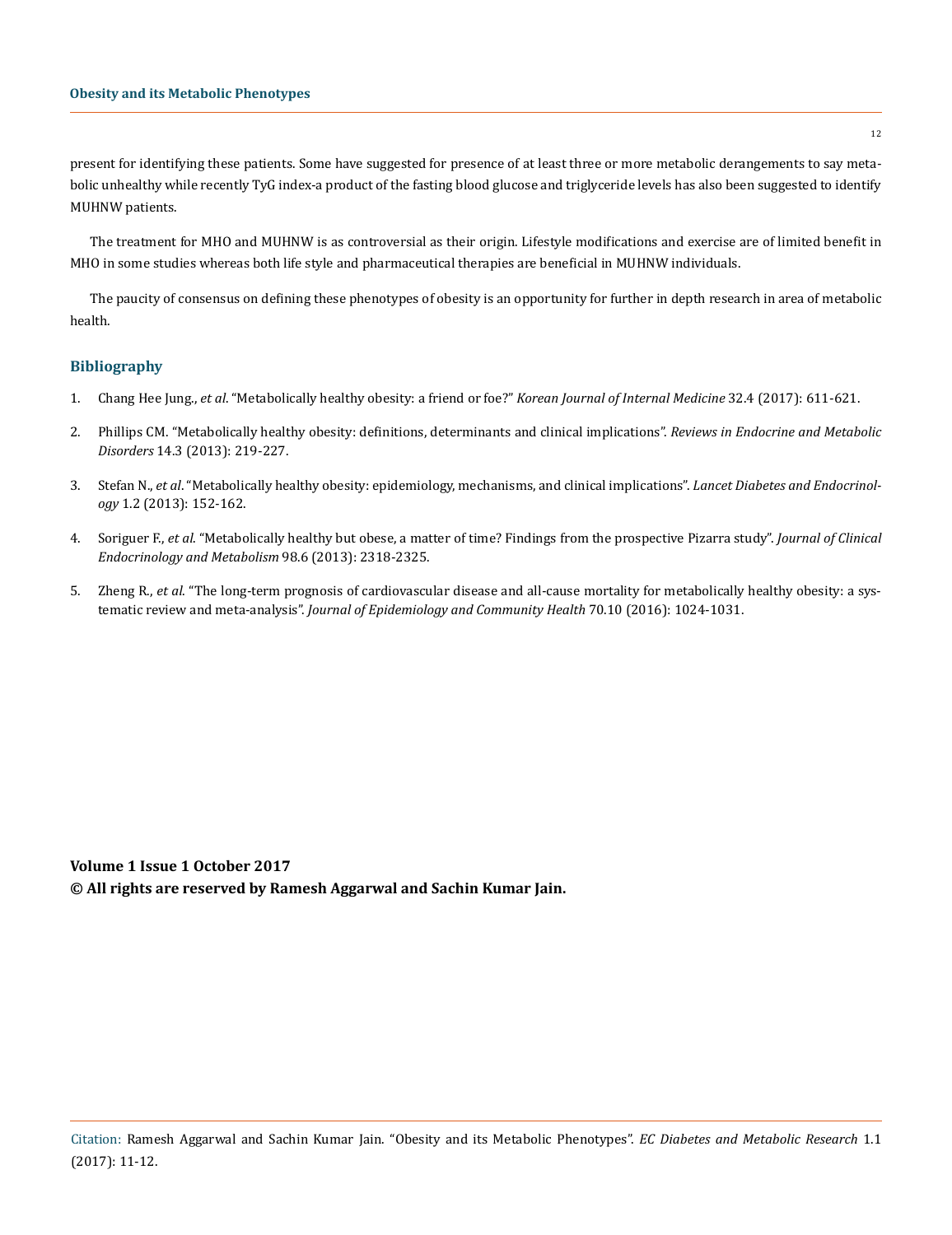present for identifying these patients. Some have suggested for presence of at least three or more metabolic derangements to say metabolic unhealthy while recently TyG index-a product of the fasting blood glucose and triglyceride levels has also been suggested to identify MUHNW patients.

The treatment for MHO and MUHNW is as controversial as their origin. Lifestyle modifications and exercise are of limited benefit in MHO in some studies whereas both life style and pharmaceutical therapies are beneficial in MUHNW individuals.

The paucity of consensus on defining these phenotypes of obesity is an opportunity for further in depth research in area of metabolic health.

## Bibliography

1. Chang Hee Jung., *et al*. "Metabolically healthy obesity: a friend or foe?" *Korean Journal of Internal Medicine* 32.4 (2017): 611-621.
2. Phillips CM. "Metabolically healthy obesity: definitions, determinants and clinical implications". *Reviews in Endocrine and Metabolic Disorders* 14.3 (2013): 219-227.
3. Stefan N., *et al*. "Metabolically healthy obesity: epidemiology, mechanisms, and clinical implications". *Lancet Diabetes and Endocrinology* 1.2 (2013): 152-162.
4. Soriguer F., *et al*. "Metabolically healthy but obese, a matter of time? Findings from the prospective Pizarra study". *Journal of Clinical Endocrinology and Metabolism* 98.6 (2013): 2318-2325.
5. Zheng R., *et al*. "The long-term prognosis of cardiovascular disease and all-cause mortality for metabolically healthy obesity: a systematic review and meta-analysis". *Journal of Epidemiology and Community Health* 70.10 (2016): 1024-1031.

**Volume 1 Issue 1 October 2017**
**© All rights are reserved by Ramesh Aggarwal and Sachin Kumar Jain.**